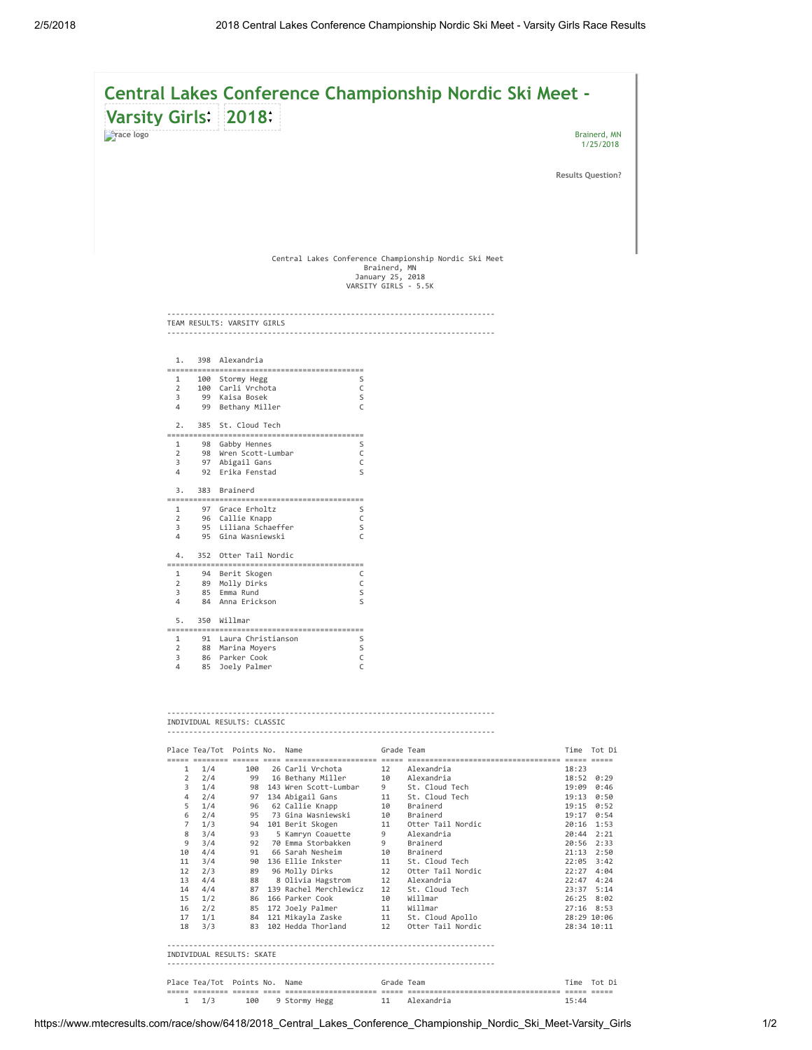# Central Lakes Conference Championship Nordic Ski Meet - Varsity Girls 2018

race logo

Brainerd, MN
1/25/2018

Results Question?

Central Lakes Conference Championship Nordic Ski Meet
Brainerd, MN
January 25, 2018
VARSITY GIRLS - 5.5K

## TEAM RESULTS: VARSITY GIRLS

**1. 398 Alexandria**

| | Points | Name | |
|---|---|---|---|
| 1 | 100 | Stormy Hegg | S |
| 2 | 100 | Carli Vrchota | C |
| 3 | 99 | Kaisa Bosek | S |
| 4 | 99 | Bethany Miller | C |

**2. 385 St. Cloud Tech**

| | Points | Name | |
|---|---|---|---|
| 1 | 98 | Gabby Hennes | S |
| 2 | 98 | Wren Scott-Lumbar | C |
| 3 | 97 | Abigail Gans | C |
| 4 | 92 | Erika Fenstad | S |

**3. 383 Brainerd**

| | Points | Name | |
|---|---|---|---|
| 1 | 97 | Grace Erholtz | S |
| 2 | 96 | Callie Knapp | C |
| 3 | 95 | Liliana Schaeffer | S |
| 4 | 95 | Gina Wasniewski | C |

**4. 352 Otter Tail Nordic**

| | Points | Name | |
|---|---|---|---|
| 1 | 94 | Berit Skogen | C |
| 2 | 89 | Molly Dirks | C |
| 3 | 85 | Emma Rund | S |
| 4 | 84 | Anna Erickson | S |

**5. 350 Willmar**

| | Points | Name | |
|---|---|---|---|
| 1 | 91 | Laura Christianson | S |
| 2 | 88 | Marina Moyers | S |
| 3 | 86 | Parker Cook | C |
| 4 | 85 | Joely Palmer | C |

## INDIVIDUAL RESULTS: CLASSIC

| Place | Tea/Tot | Points | No. | Name | Grade | Team | Time | Tot Di |
|---|---|---|---|---|---|---|---|---|
| 1 | 1/4 | 100 | 26 | Carli Vrchota | 12 | Alexandria | 18:23 | |
| 2 | 2/4 | 99 | 16 | Bethany Miller | 10 | Alexandria | 18:52 | 0:29 |
| 3 | 1/4 | 98 | 143 | Wren Scott-Lumbar | 9 | St. Cloud Tech | 19:09 | 0:46 |
| 4 | 2/4 | 97 | 134 | Abigail Gans | 11 | St. Cloud Tech | 19:13 | 0:50 |
| 5 | 1/4 | 96 | 62 | Callie Knapp | 10 | Brainerd | 19:15 | 0:52 |
| 6 | 2/4 | 95 | 73 | Gina Wasniewski | 10 | Brainerd | 19:17 | 0:54 |
| 7 | 1/3 | 94 | 101 | Berit Skogen | 11 | Otter Tail Nordic | 20:16 | 1:53 |
| 8 | 3/4 | 93 | 5 | Kamryn Coauette | 9 | Alexandria | 20:44 | 2:21 |
| 9 | 3/4 | 92 | 70 | Emma Storbakken | 9 | Brainerd | 20:56 | 2:33 |
| 10 | 4/4 | 91 | 66 | Sarah Nesheim | 10 | Brainerd | 21:13 | 2:50 |
| 11 | 3/4 | 90 | 136 | Ellie Inkster | 11 | St. Cloud Tech | 22:05 | 3:42 |
| 12 | 2/3 | 89 | 96 | Molly Dirks | 12 | Otter Tail Nordic | 22:27 | 4:04 |
| 13 | 4/4 | 88 | 8 | Olivia Hagstrom | 12 | Alexandria | 22:47 | 4:24 |
| 14 | 4/4 | 87 | 139 | Rachel Merchlewicz | 12 | St. Cloud Tech | 23:37 | 5:14 |
| 15 | 1/2 | 86 | 166 | Parker Cook | 10 | Willmar | 26:25 | 8:02 |
| 16 | 2/2 | 85 | 172 | Joely Palmer | 11 | Willmar | 27:16 | 8:53 |
| 17 | 1/1 | 84 | 121 | Mikayla Zaske | 11 | St. Cloud Apollo | 28:29 | 10:06 |
| 18 | 3/3 | 83 | 102 | Hedda Thorland | 12 | Otter Tail Nordic | 28:34 | 10:11 |

## INDIVIDUAL RESULTS: SKATE

| Place | Tea/Tot | Points | No. | Name | Grade | Team | Time | Tot Di |
|---|---|---|---|---|---|---|---|---|
| 1 | 1/3 | 100 | 9 | Stormy Hegg | 11 | Alexandria | 15:44 | |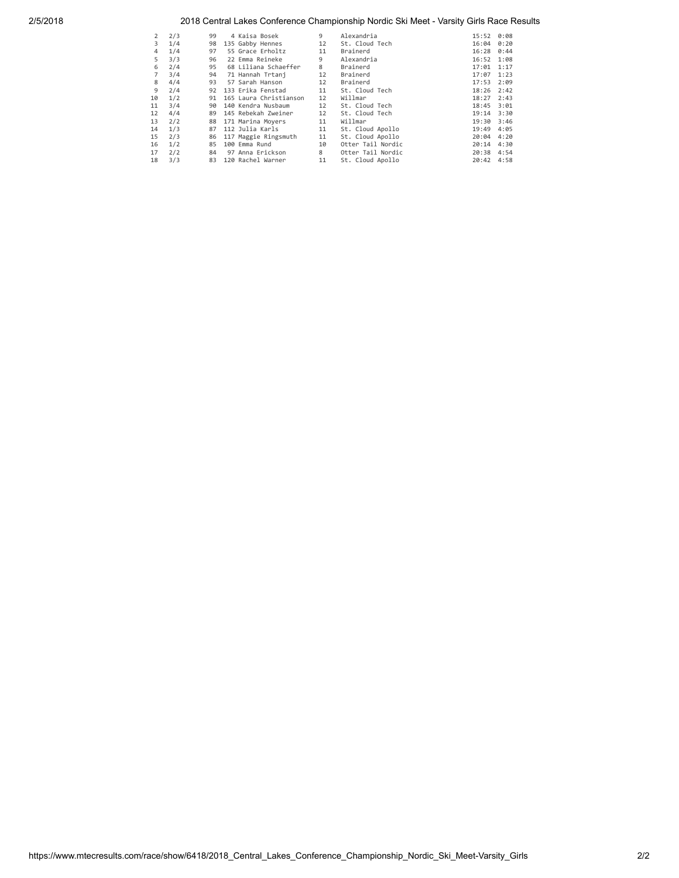| | | | | | | | | |
|---|---|---|---|---|---|---|---|---|
| 2 | 2/3 | 99 | 4 | Kaisa Bosek | 9 | Alexandria | 15:52 | 0:08 |
| 3 | 1/4 | 98 | 135 | Gabby Hennes | 12 | St. Cloud Tech | 16:04 | 0:20 |
| 4 | 1/4 | 97 | 55 | Grace Erholtz | 11 | Brainerd | 16:28 | 0:44 |
| 5 | 3/3 | 96 | 22 | Emma Reineke | 9 | Alexandria | 16:52 | 1:08 |
| 6 | 2/4 | 95 | 68 | Liliana Schaeffer | 8 | Brainerd | 17:01 | 1:17 |
| 7 | 3/4 | 94 | 71 | Hannah Trtanj | 12 | Brainerd | 17:07 | 1:23 |
| 8 | 4/4 | 93 | 57 | Sarah Hanson | 12 | Brainerd | 17:53 | 2:09 |
| 9 | 2/4 | 92 | 133 | Erika Fenstad | 11 | St. Cloud Tech | 18:26 | 2:42 |
| 10 | 1/2 | 91 | 165 | Laura Christianson | 12 | Willmar | 18:27 | 2:43 |
| 11 | 3/4 | 90 | 140 | Kendra Nusbaum | 12 | St. Cloud Tech | 18:45 | 3:01 |
| 12 | 4/4 | 89 | 145 | Rebekah Zweiner | 12 | St. Cloud Tech | 19:14 | 3:30 |
| 13 | 2/2 | 88 | 171 | Marina Moyers | 11 | Willmar | 19:30 | 3:46 |
| 14 | 1/3 | 87 | 112 | Julia Karls | 11 | St. Cloud Apollo | 19:49 | 4:05 |
| 15 | 2/3 | 86 | 117 | Maggie Ringsmuth | 11 | St. Cloud Apollo | 20:04 | 4:20 |
| 16 | 1/2 | 85 | 100 | Emma Rund | 10 | Otter Tail Nordic | 20:14 | 4:30 |
| 17 | 2/2 | 84 | 97 | Anna Erickson | 8 | Otter Tail Nordic | 20:38 | 4:54 |
| 18 | 3/3 | 83 | 120 | Rachel Warner | 11 | St. Cloud Apollo | 20:42 | 4:58 |